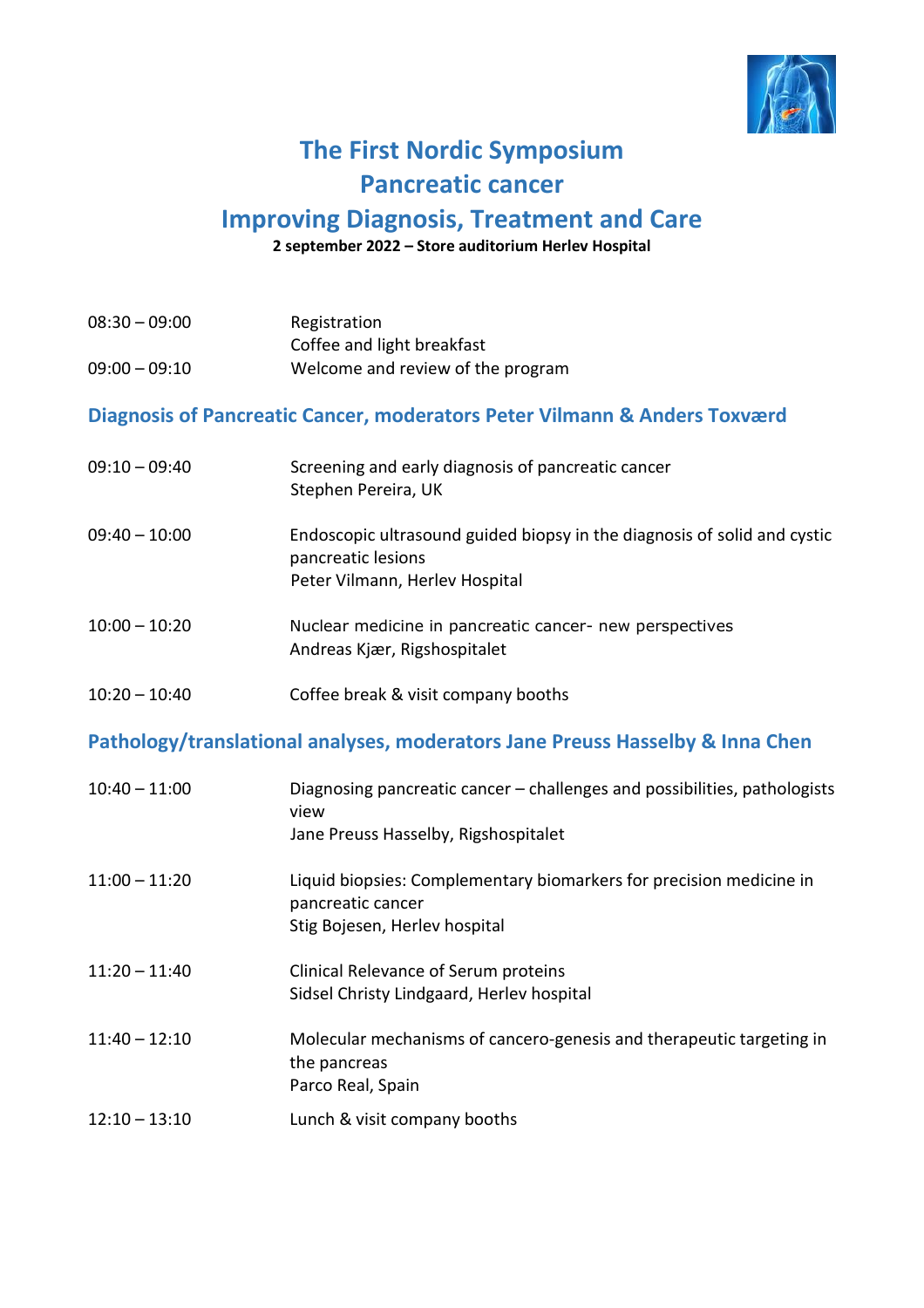# The First Nordic Symposium
# Pancreatic cancer
# Improving Diagnosis, Treatment and Care

**2 september 2022 – Store auditorium Herlev Hospital**

| | |
|---|---|
| 08:30 – 09:00 | Registration<br>Coffee and light breakfast |
| 09:00 – 09:10 | Welcome and review of the program |

## Diagnosis of Pancreatic Cancer, moderators Peter Vilmann & Anders Toxværd

| | |
|---|---|
| 09:10 – 09:40 | Screening and early diagnosis of pancreatic cancer<br>Stephen Pereira, UK |
| 09:40 – 10:00 | Endoscopic ultrasound guided biopsy in the diagnosis of solid and cystic pancreatic lesions<br>Peter Vilmann, Herlev Hospital |
| 10:00 – 10:20 | Nuclear medicine in pancreatic cancer- new perspectives<br>Andreas Kjær, Rigshospitalet |
| 10:20 – 10:40 | Coffee break & visit company booths |

## Pathology/translational analyses, moderators Jane Preuss Hasselby & Inna Chen

| | |
|---|---|
| 10:40 – 11:00 | Diagnosing pancreatic cancer – challenges and possibilities, pathologists view<br>Jane Preuss Hasselby, Rigshospitalet |
| 11:00 – 11:20 | Liquid biopsies: Complementary biomarkers for precision medicine in pancreatic cancer<br>Stig Bojesen, Herlev hospital |
| 11:20 – 11:40 | Clinical Relevance of Serum proteins<br>Sidsel Christy Lindgaard, Herlev hospital |
| 11:40 – 12:10 | Molecular mechanisms of cancero-genesis and therapeutic targeting in the pancreas<br>Parco Real, Spain |
| 12:10 – 13:10 | Lunch & visit company booths |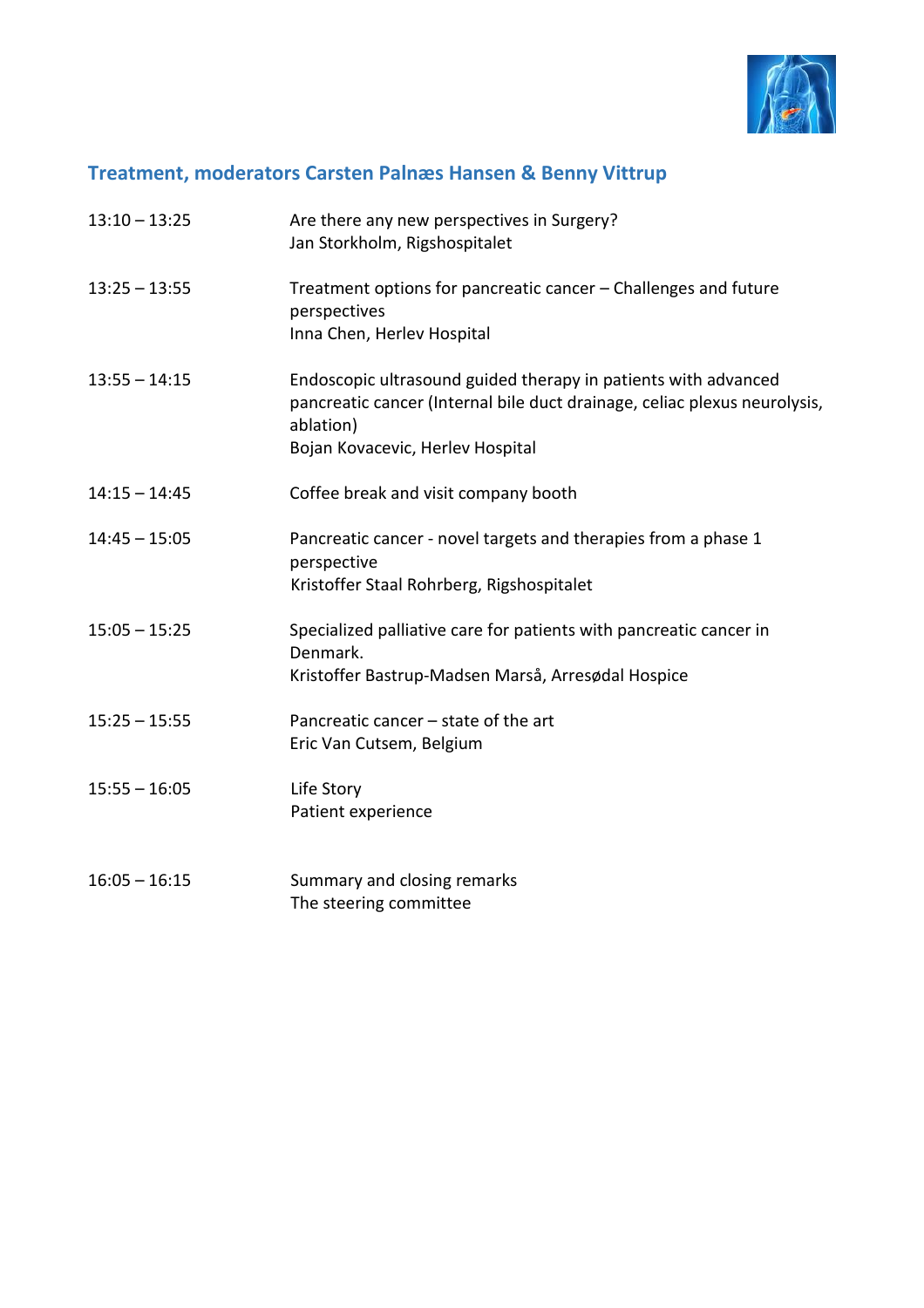## Treatment, moderators Carsten Palnæs Hansen & Benny Vittrup

| | |
|---|---|
| 13:10 – 13:25 | Are there any new perspectives in Surgery?<br>Jan Storkholm, Rigshospitalet |
| 13:25 – 13:55 | Treatment options for pancreatic cancer – Challenges and future perspectives<br>Inna Chen, Herlev Hospital |
| 13:55 – 14:15 | Endoscopic ultrasound guided therapy in patients with advanced pancreatic cancer (Internal bile duct drainage, celiac plexus neurolysis, ablation)<br>Bojan Kovacevic, Herlev Hospital |
| 14:15 – 14:45 | Coffee break and visit company booth |
| 14:45 – 15:05 | Pancreatic cancer - novel targets and therapies from a phase 1 perspective<br>Kristoffer Staal Rohrberg, Rigshospitalet |
| 15:05 – 15:25 | Specialized palliative care for patients with pancreatic cancer in Denmark.<br>Kristoffer Bastrup-Madsen Marså, Arresødal Hospice |
| 15:25 – 15:55 | Pancreatic cancer – state of the art<br>Eric Van Cutsem, Belgium |
| 15:55 – 16:05 | Life Story<br>Patient experience |
| 16:05 – 16:15 | Summary and closing remarks<br>The steering committee |